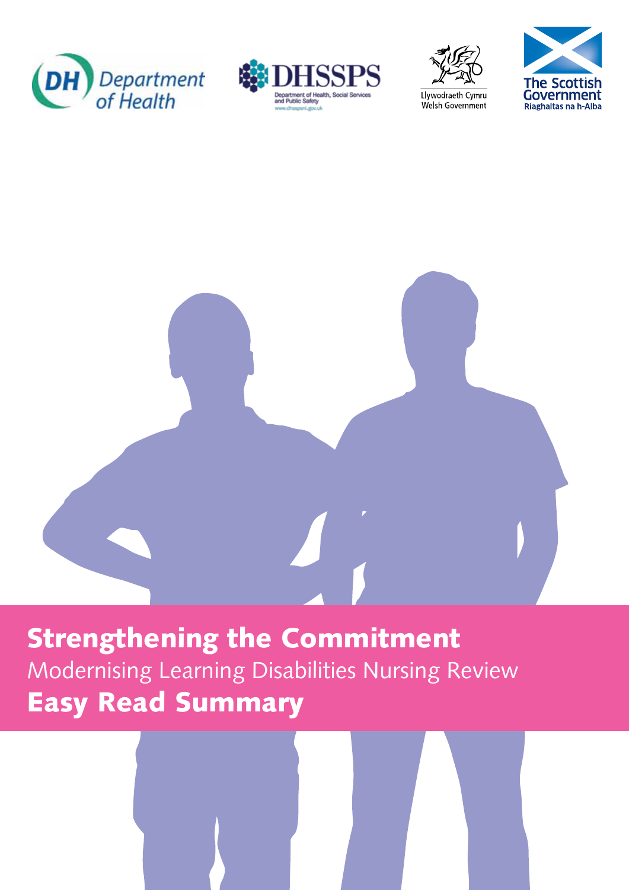Department of Health

DHSSPS
Department of Health, Social Services and Public Safety
www.dhsspsni.gov.uk

Llywodraeth Cymru
Welsh Government

The Scottish Government
Riaghaltas na h-Alba

# Strengthening the Commitment

Modernising Learning Disabilities Nursing Review

## Easy Read Summary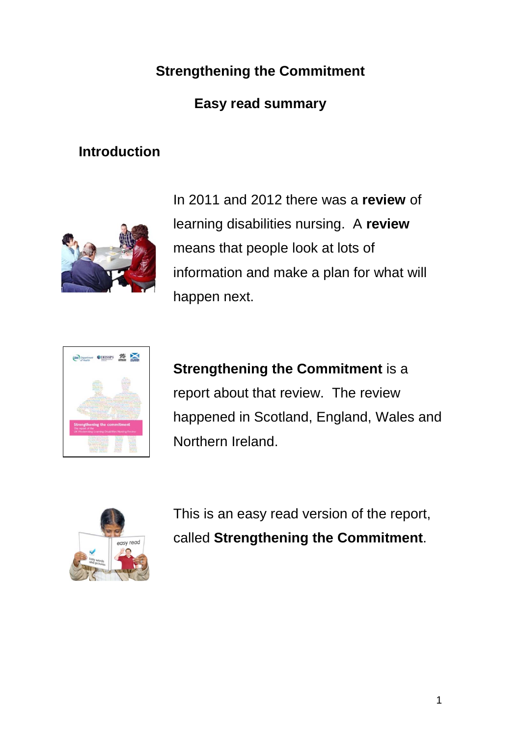# Strengthening the Commitment

## Easy read summary

### Introduction

In 2011 and 2012 there was a **review** of learning disabilities nursing. A **review** means that people look at lots of information and make a plan for what will happen next.

**Strengthening the Commitment** is a report about that review. The review happened in Scotland, England, Wales and Northern Ireland.

This is an easy read version of the report, called **Strengthening the Commitment**.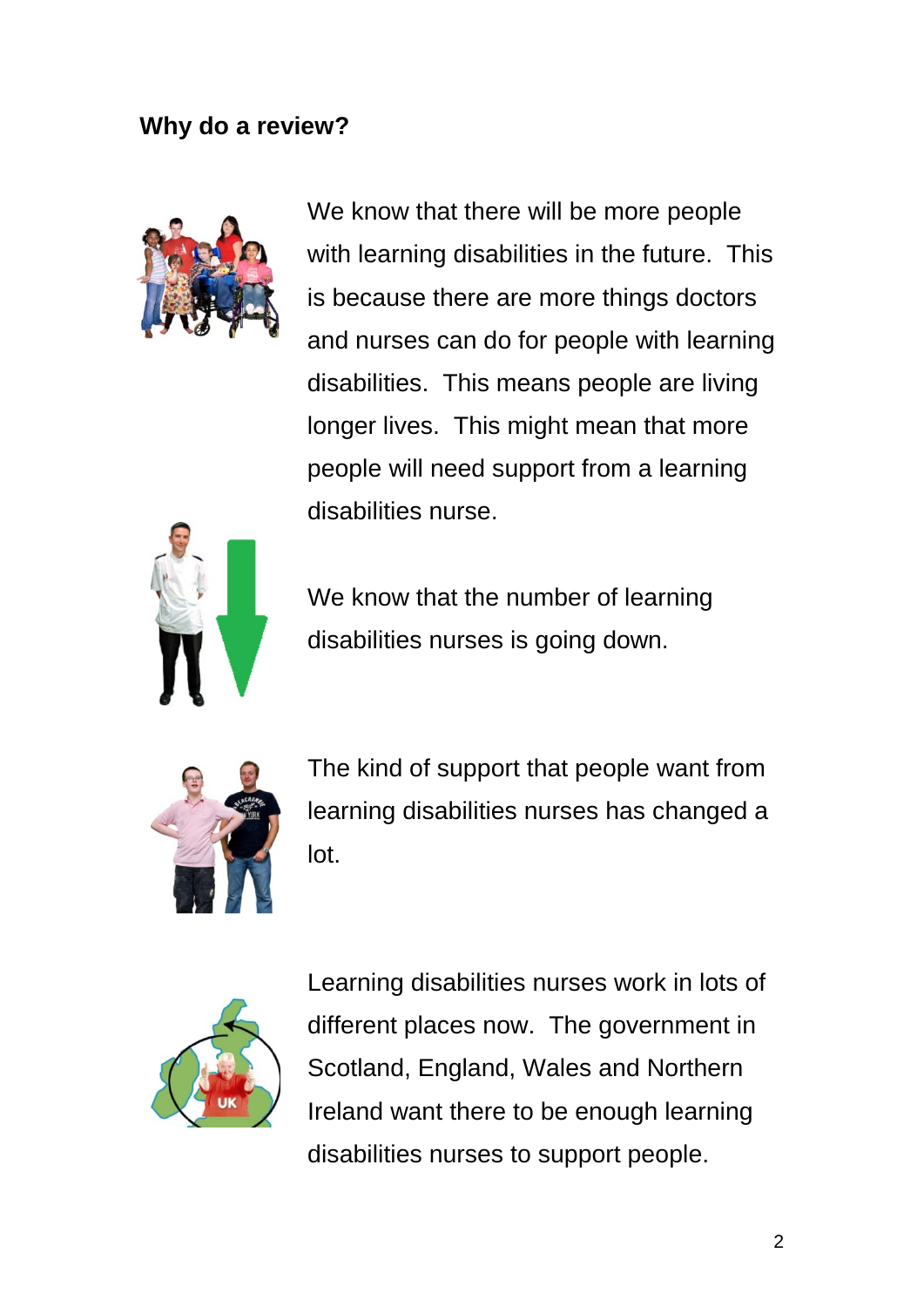## Why do a review?

We know that there will be more people with learning disabilities in the future. This is because there are more things doctors and nurses can do for people with learning disabilities. This means people are living longer lives. This might mean that more people will need support from a learning disabilities nurse.

We know that the number of learning disabilities nurses is going down.

The kind of support that people want from learning disabilities nurses has changed a lot.

Learning disabilities nurses work in lots of different places now. The government in Scotland, England, Wales and Northern Ireland want there to be enough learning disabilities nurses to support people.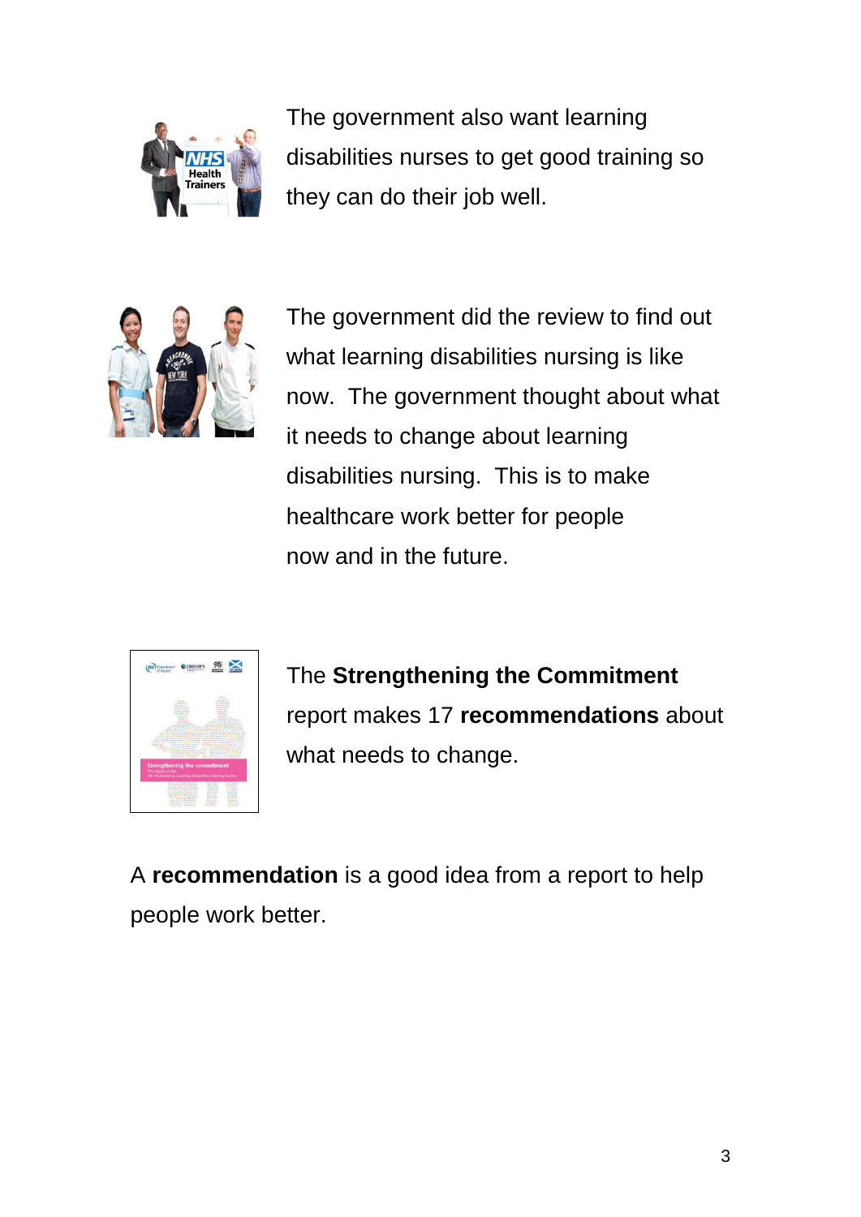The government also want learning disabilities nurses to get good training so they can do their job well.

The government did the review to find out what learning disabilities nursing is like now. The government thought about what it needs to change about learning disabilities nursing. This is to make healthcare work better for people now and in the future.

The **Strengthening the Commitment** report makes 17 **recommendations** about what needs to change.

A **recommendation** is a good idea from a report to help people work better.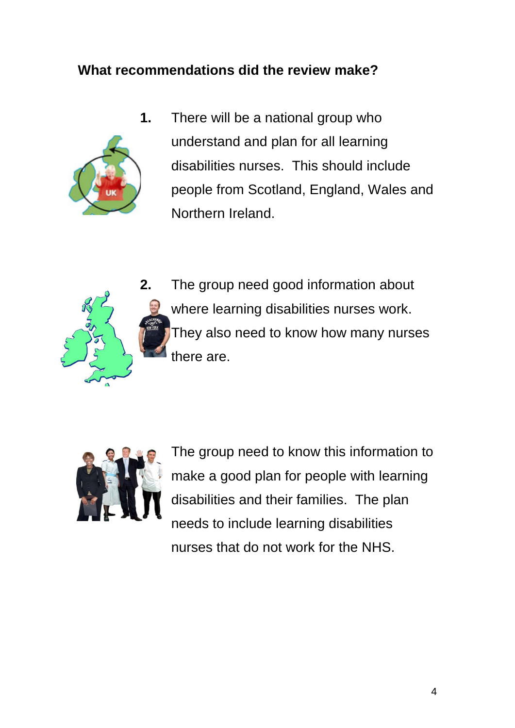## What recommendations did the review make?

1. There will be a national group who understand and plan for all learning disabilities nurses. This should include people from Scotland, England, Wales and Northern Ireland.

2. The group need good information about where learning disabilities nurses work. They also need to know how many nurses there are.

The group need to know this information to make a good plan for people with learning disabilities and their families. The plan needs to include learning disabilities nurses that do not work for the NHS.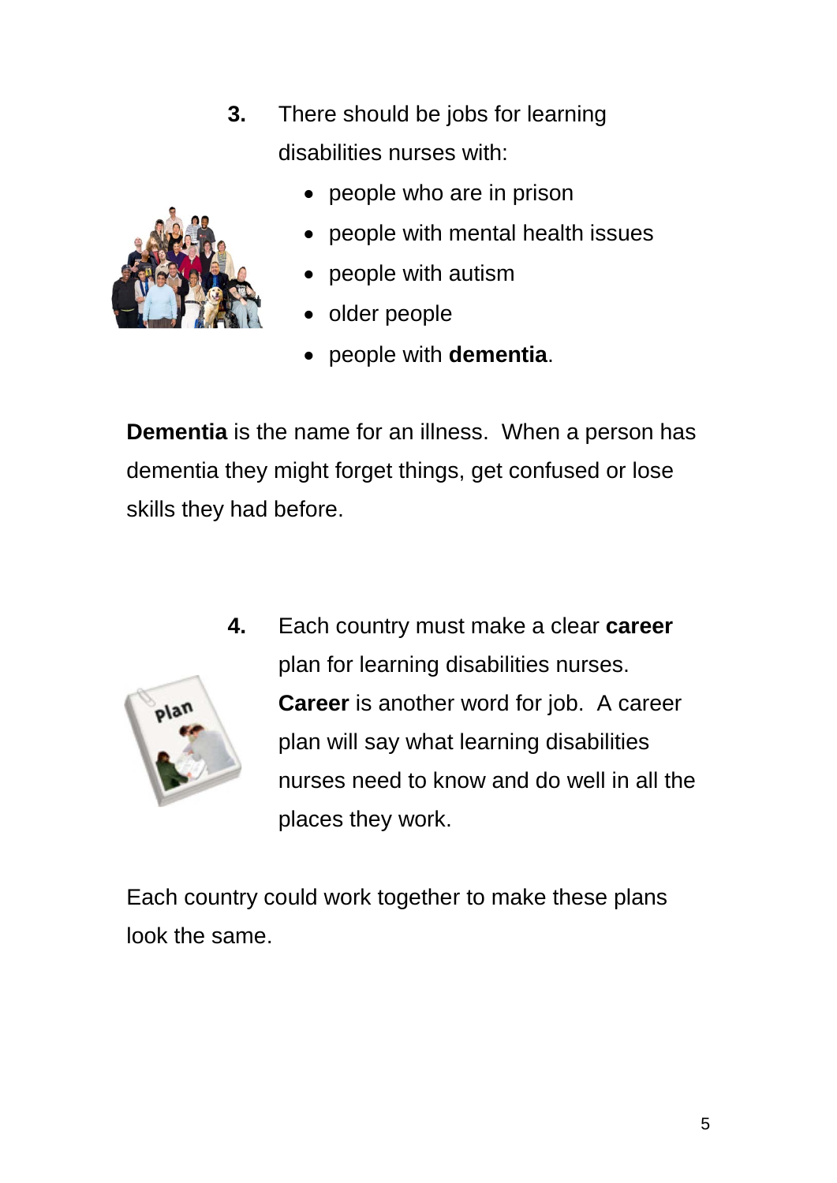3. There should be jobs for learning disabilities nurses with:

   - people who are in prison
   - people with mental health issues
   - people with autism
   - older people
   - people with **dementia**.

**Dementia** is the name for an illness. When a person has dementia they might forget things, get confused or lose skills they had before.

4. Each country must make a clear **career** plan for learning disabilities nurses. **Career** is another word for job. A career plan will say what learning disabilities nurses need to know and do well in all the places they work.

Each country could work together to make these plans look the same.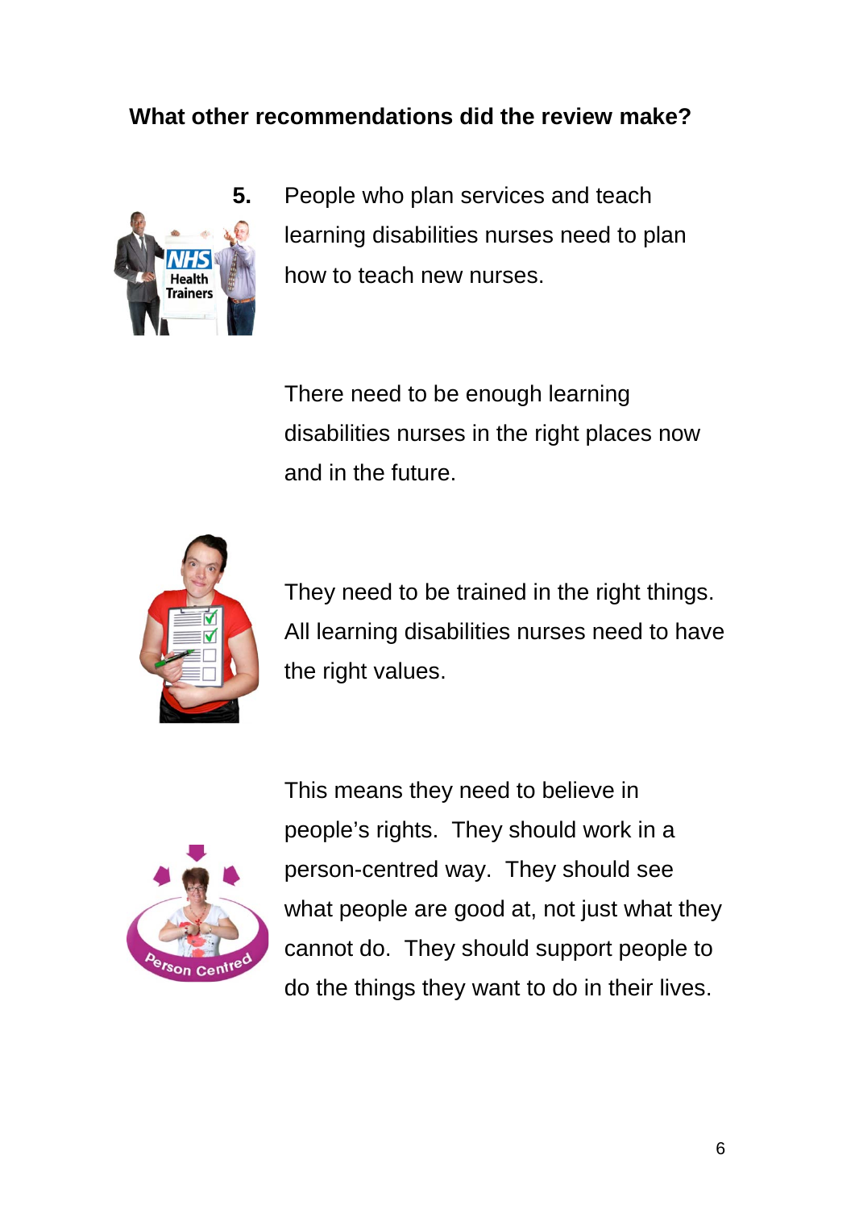## What other recommendations did the review make?

**5.** People who plan services and teach learning disabilities nurses need to plan how to teach new nurses.

There need to be enough learning disabilities nurses in the right places now and in the future.

They need to be trained in the right things. All learning disabilities nurses need to have the right values.

This means they need to believe in people's rights. They should work in a person-centred way. They should see what people are good at, not just what they cannot do. They should support people to do the things they want to do in their lives.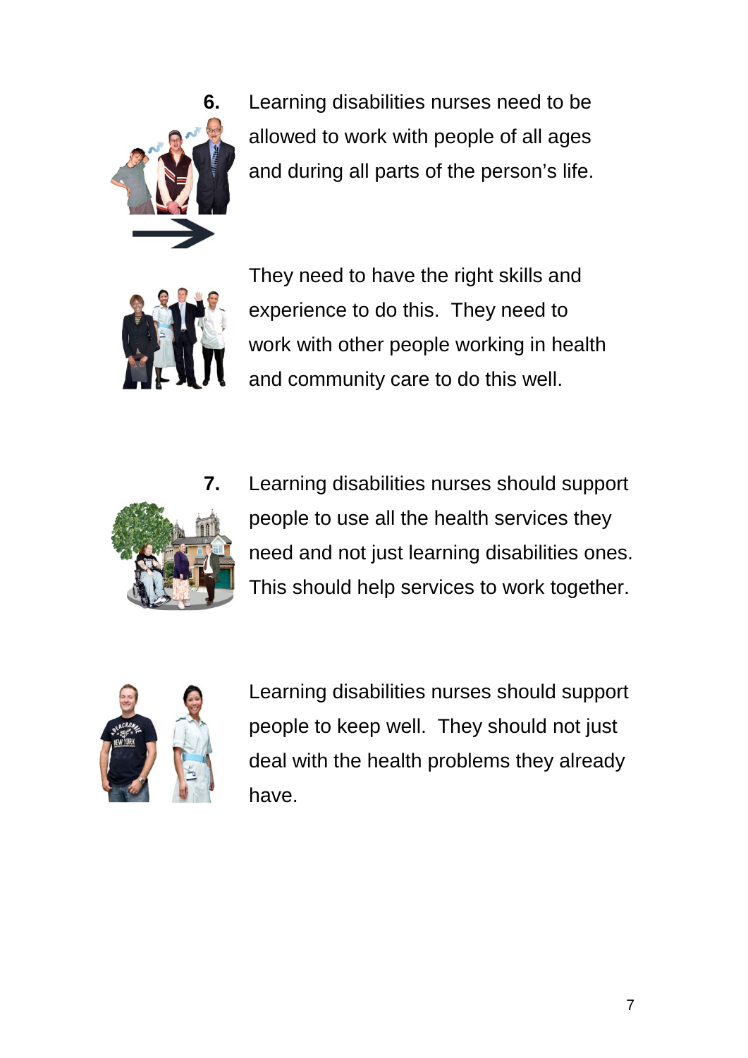6. Learning disabilities nurses need to be allowed to work with people of all ages and during all parts of the person's life.

They need to have the right skills and experience to do this. They need to work with other people working in health and community care to do this well.

7. Learning disabilities nurses should support people to use all the health services they need and not just learning disabilities ones. This should help services to work together.

Learning disabilities nurses should support people to keep well. They should not just deal with the health problems they already have.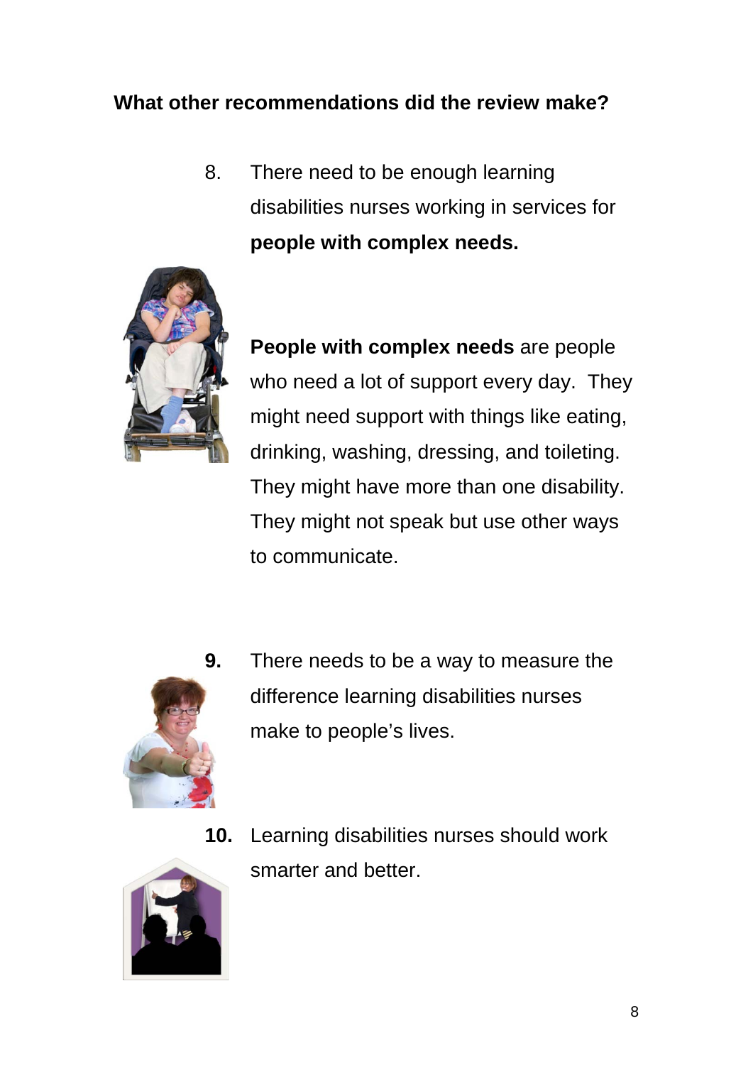**What other recommendations did the review make?**

8. There need to be enough learning disabilities nurses working in services for **people with complex needs.**

**People with complex needs** are people who need a lot of support every day. They might need support with things like eating, drinking, washing, dressing, and toileting. They might have more than one disability. They might not speak but use other ways to communicate.

**9.** There needs to be a way to measure the difference learning disabilities nurses make to people's lives.

**10.** Learning disabilities nurses should work smarter and better.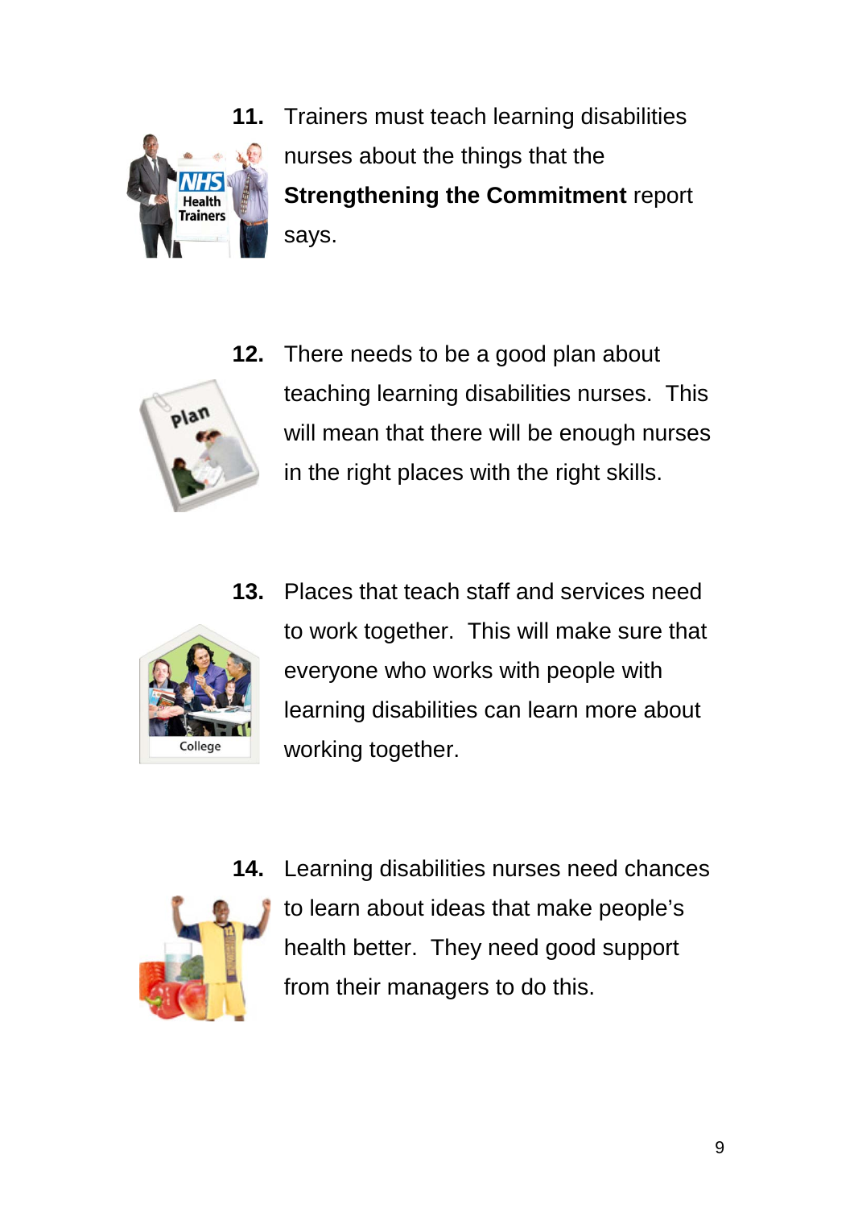11. Trainers must teach learning disabilities nurses about the things that the **Strengthening the Commitment** report says.

12. There needs to be a good plan about teaching learning disabilities nurses. This will mean that there will be enough nurses in the right places with the right skills.

13. Places that teach staff and services need to work together. This will make sure that everyone who works with people with learning disabilities can learn more about working together.

14. Learning disabilities nurses need chances to learn about ideas that make people's health better. They need good support from their managers to do this.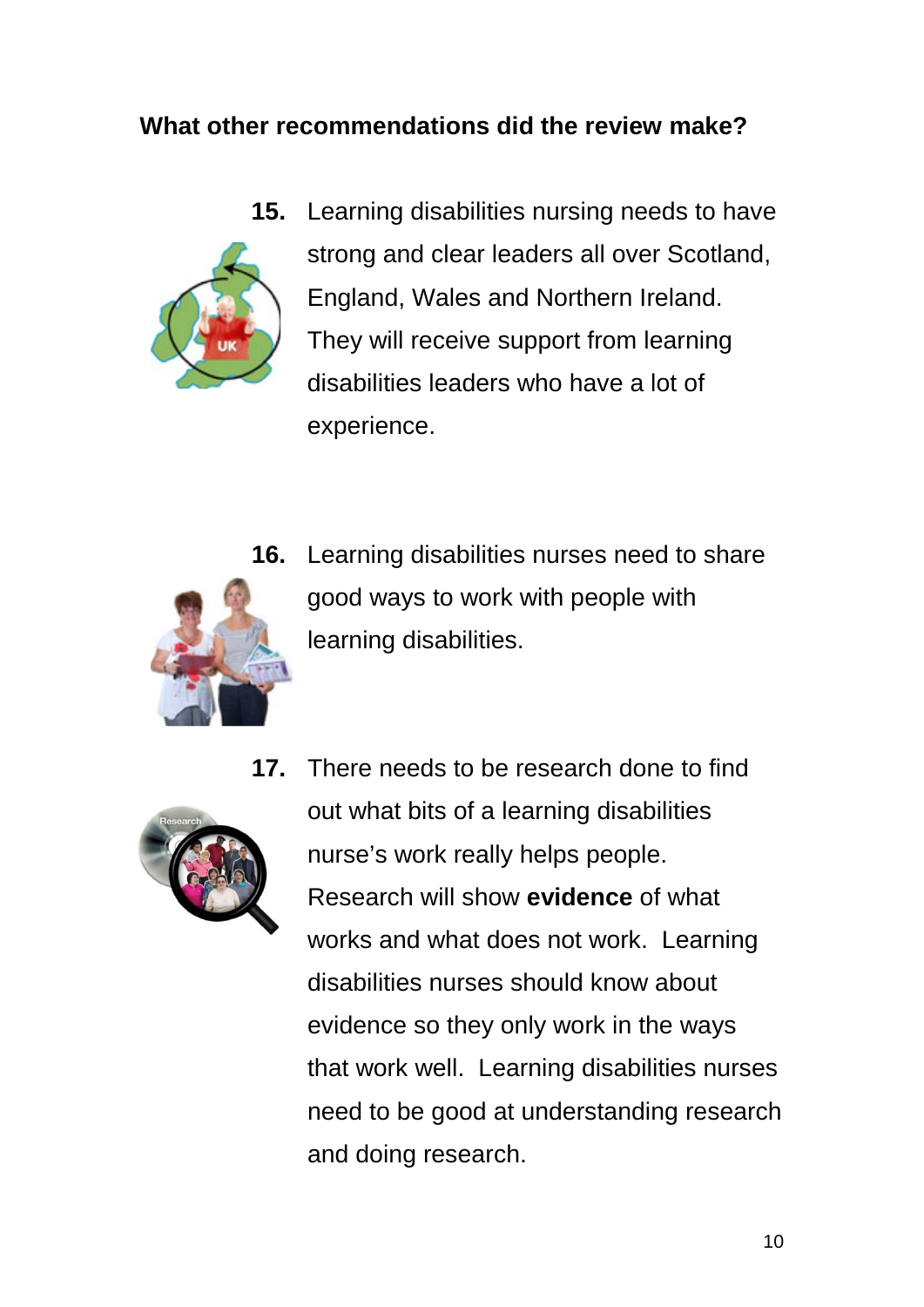### What other recommendations did the review make?

**15.** Learning disabilities nursing needs to have strong and clear leaders all over Scotland, England, Wales and Northern Ireland. They will receive support from learning disabilities leaders who have a lot of experience.

**16.** Learning disabilities nurses need to share good ways to work with people with learning disabilities.

**17.** There needs to be research done to find out what bits of a learning disabilities nurse's work really helps people. Research will show **evidence** of what works and what does not work. Learning disabilities nurses should know about evidence so they only work in the ways that work well. Learning disabilities nurses need to be good at understanding research and doing research.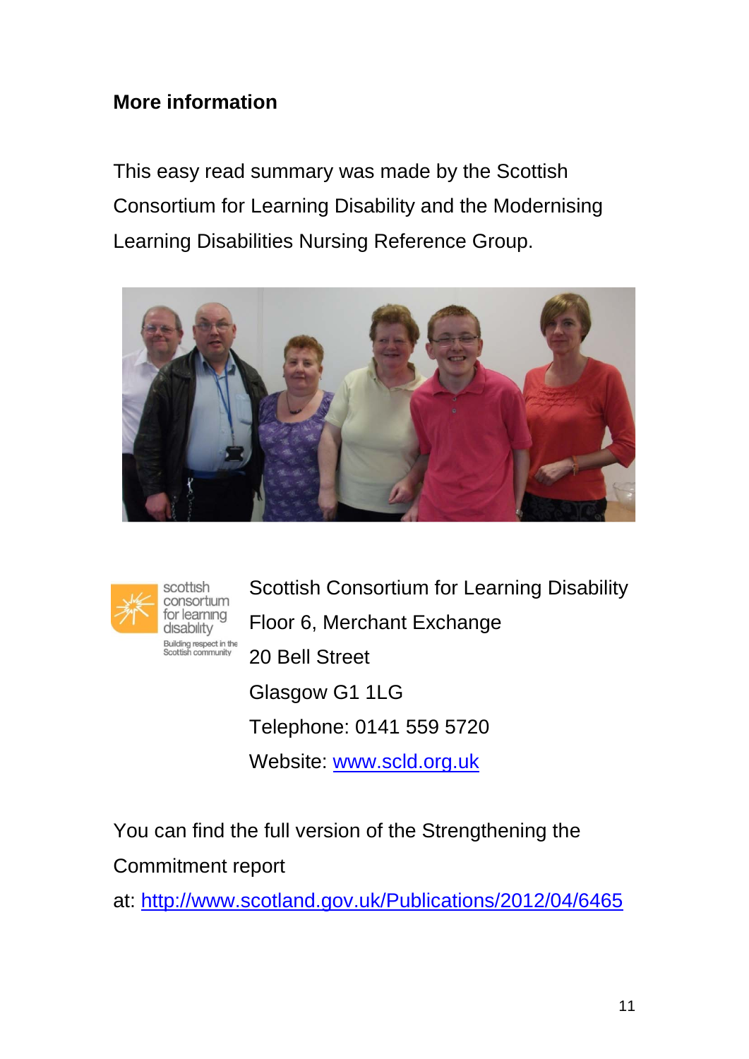## More information

This easy read summary was made by the Scottish Consortium for Learning Disability and the Modernising Learning Disabilities Nursing Reference Group.

Scottish Consortium for Learning Disability
Floor 6, Merchant Exchange
20 Bell Street
Glasgow G1 1LG
Telephone: 0141 559 5720
Website: [www.scld.org.uk](http://www.scld.org.uk)

You can find the full version of the Strengthening the Commitment report at: [http://www.scotland.gov.uk/Publications/2012/04/6465](http://www.scotland.gov.uk/Publications/2012/04/6465)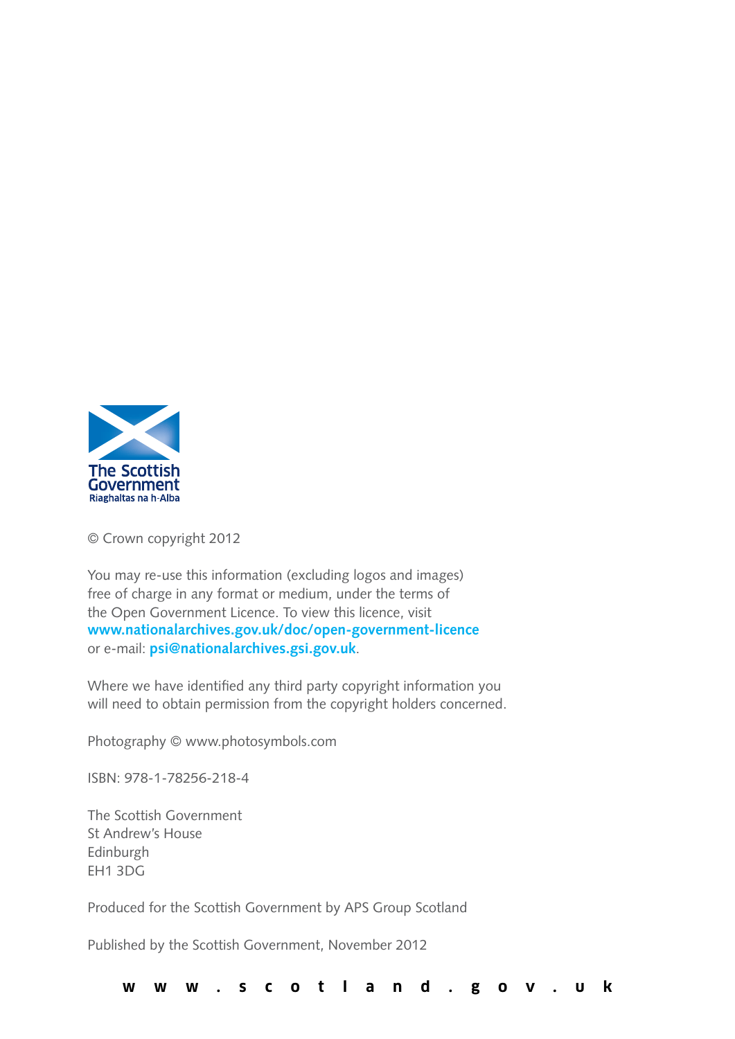The Scottish Government
Riaghaltas na h-Alba

© Crown copyright 2012

You may re-use this information (excluding logos and images) free of charge in any format or medium, under the terms of the Open Government Licence. To view this licence, visit **www.nationalarchives.gov.uk/doc/open-government-licence** or e-mail: **psi@nationalarchives.gsi.gov.uk**.

Where we have identified any third party copyright information you will need to obtain permission from the copyright holders concerned.

Photography © www.photosymbols.com

ISBN: 978-1-78256-218-4

The Scottish Government
St Andrew's House
Edinburgh
EH1 3DG

Produced for the Scottish Government by APS Group Scotland

Published by the Scottish Government, November 2012

**w w w . s c o t l a n d . g o v . u k**